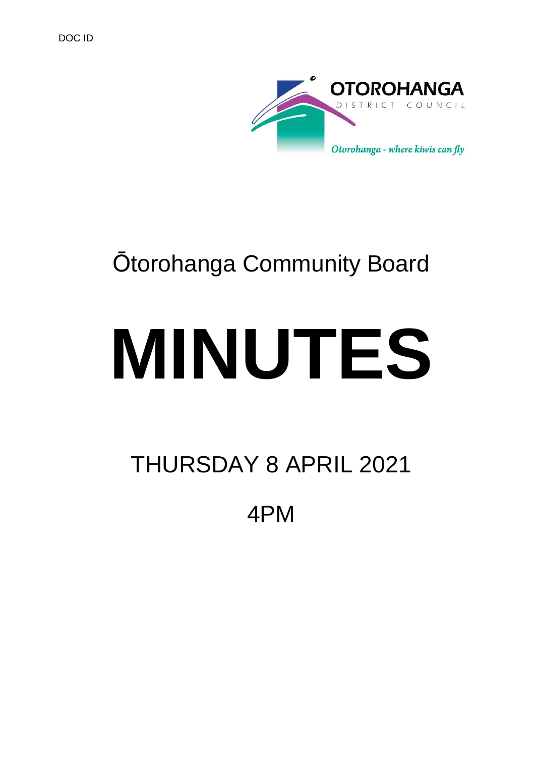DOC ID

OTOROHANGA DISTRICT COUNCIL

*Otorohanga - where kiwis can fly*

# Ōtorohanga Community Board

# MINUTES

## THURSDAY 8 APRIL 2021

## 4PM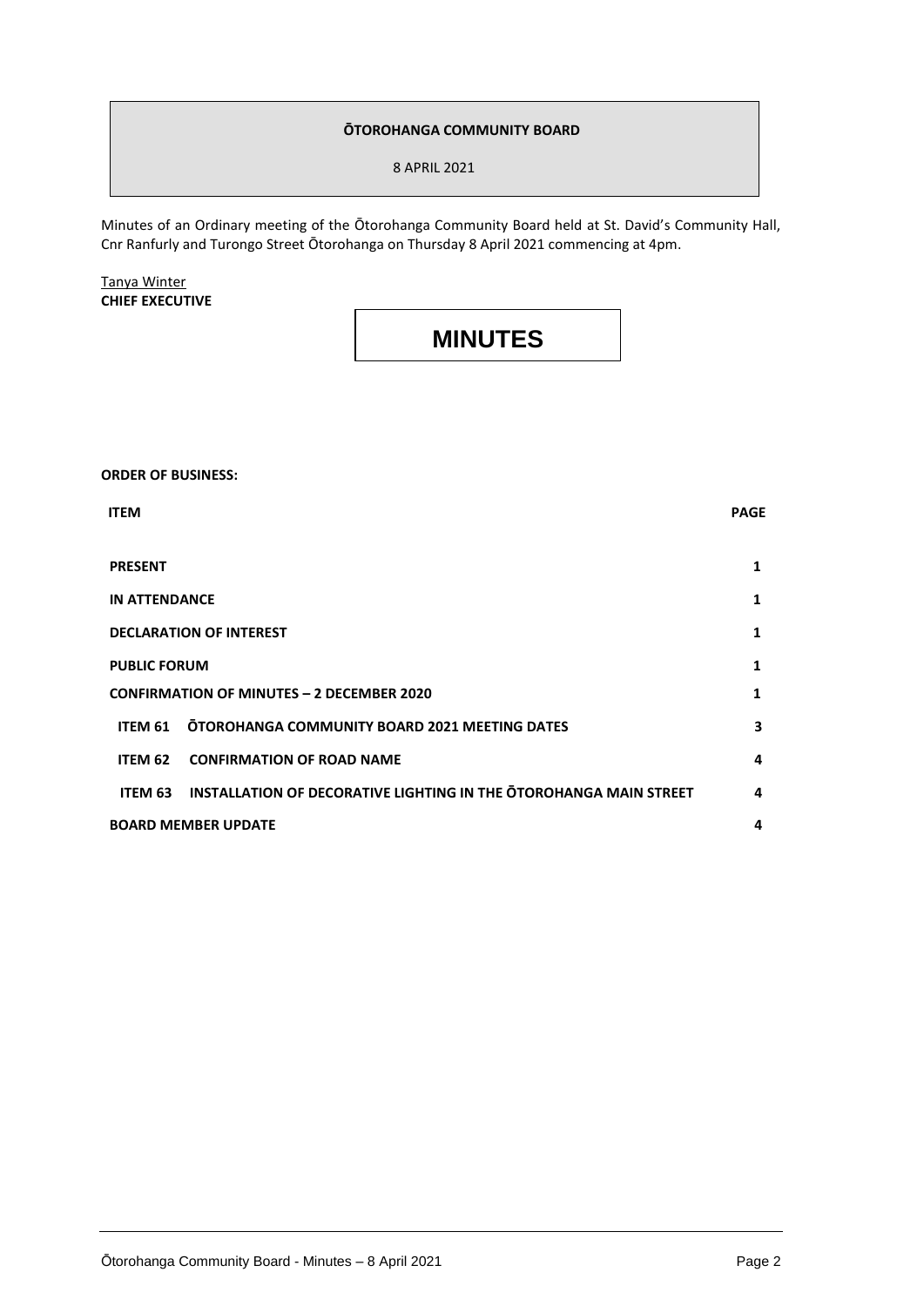**ŌTOROHANGA COMMUNITY BOARD**

8 APRIL 2021

Minutes of an Ordinary meeting of the Ōtorohanga Community Board held at St. David's Community Hall, Cnr Ranfurly and Turongo Street Ōtorohanga on Thursday 8 April 2021 commencing at 4pm.

Tanya Winter
**CHIEF EXECUTIVE**

# MINUTES

**ORDER OF BUSINESS:**

| ITEM | | PAGE |
|---|---|---|
| **PRESENT** | | **1** |
| **IN ATTENDANCE** | | **1** |
| **DECLARATION OF INTEREST** | | **1** |
| **PUBLIC FORUM** | | **1** |
| **CONFIRMATION OF MINUTES – 2 DECEMBER 2020** | | **1** |
| **ITEM 61** | **ŌTOROHANGA COMMUNITY BOARD 2021 MEETING DATES** | **3** |
| **ITEM 62** | **CONFIRMATION OF ROAD NAME** | **4** |
| **ITEM 63** | **INSTALLATION OF DECORATIVE LIGHTING IN THE ŌTOROHANGA MAIN STREET** | **4** |
| **BOARD MEMBER UPDATE** | | **4** |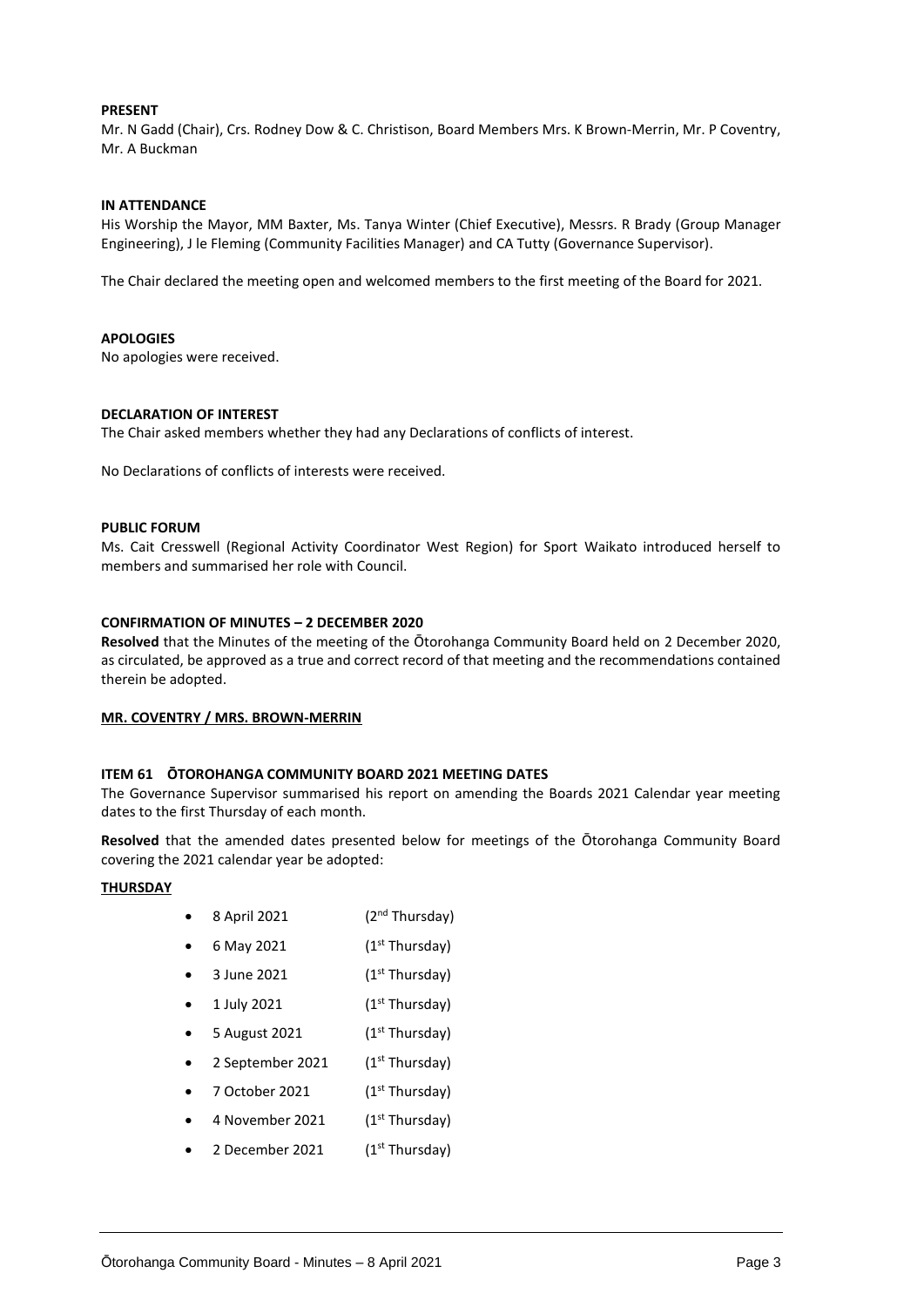**PRESENT**

Mr. N Gadd (Chair), Crs. Rodney Dow & C. Christison, Board Members Mrs. K Brown-Merrin, Mr. P Coventry, Mr. A Buckman

**IN ATTENDANCE**

His Worship the Mayor, MM Baxter, Ms. Tanya Winter (Chief Executive), Messrs. R Brady (Group Manager Engineering), J le Fleming (Community Facilities Manager) and CA Tutty (Governance Supervisor).

The Chair declared the meeting open and welcomed members to the first meeting of the Board for 2021.

**APOLOGIES**

No apologies were received.

**DECLARATION OF INTEREST**

The Chair asked members whether they had any Declarations of conflicts of interest.

No Declarations of conflicts of interests were received.

**PUBLIC FORUM**

Ms. Cait Cresswell (Regional Activity Coordinator West Region) for Sport Waikato introduced herself to members and summarised her role with Council.

**CONFIRMATION OF MINUTES – 2 DECEMBER 2020**

**Resolved** that the Minutes of the meeting of the Ōtorohanga Community Board held on 2 December 2020, as circulated, be approved as a true and correct record of that meeting and the recommendations contained therein be adopted.

**MR. COVENTRY / MRS. BROWN-MERRIN**

**ITEM 61 ŌTOROHANGA COMMUNITY BOARD 2021 MEETING DATES**

The Governance Supervisor summarised his report on amending the Boards 2021 Calendar year meeting dates to the first Thursday of each month.

**Resolved** that the amended dates presented below for meetings of the Ōtorohanga Community Board covering the 2021 calendar year be adopted:

**THURSDAY**

- 8 April 2021 (2nd Thursday)
- 6 May 2021 (1st Thursday)
- 3 June 2021 (1st Thursday)
- 1 July 2021 (1st Thursday)
- 5 August 2021 (1st Thursday)
- 2 September 2021 (1st Thursday)
- 7 October 2021 (1st Thursday)
- 4 November 2021 (1st Thursday)
- 2 December 2021 (1st Thursday)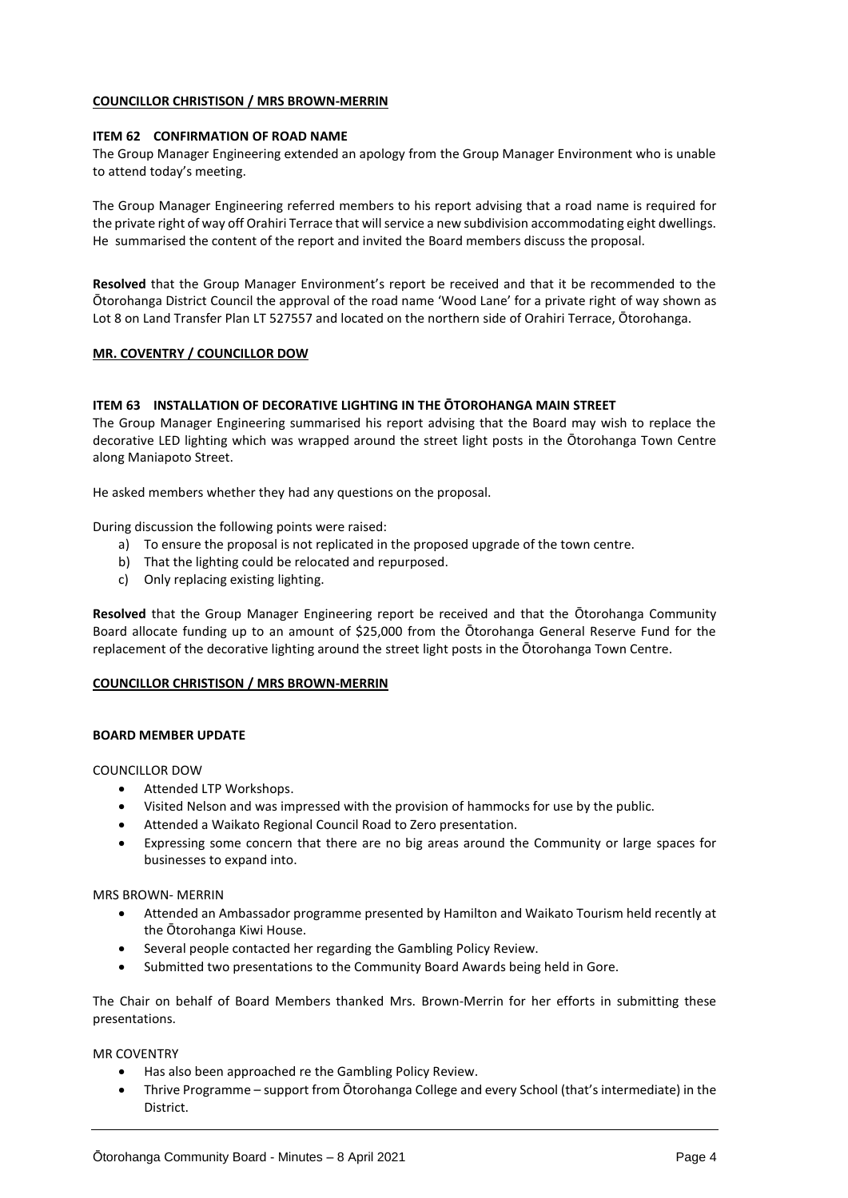**COUNCILLOR CHRISTISON / MRS BROWN-MERRIN**

**ITEM 62 CONFIRMATION OF ROAD NAME**

The Group Manager Engineering extended an apology from the Group Manager Environment who is unable to attend today's meeting.

The Group Manager Engineering referred members to his report advising that a road name is required for the private right of way off Orahiri Terrace that will service a new subdivision accommodating eight dwellings. He summarised the content of the report and invited the Board members discuss the proposal.

**Resolved** that the Group Manager Environment's report be received and that it be recommended to the Ōtorohanga District Council the approval of the road name 'Wood Lane' for a private right of way shown as Lot 8 on Land Transfer Plan LT 527557 and located on the northern side of Orahiri Terrace, Ōtorohanga.

**MR. COVENTRY / COUNCILLOR DOW**

**ITEM 63 INSTALLATION OF DECORATIVE LIGHTING IN THE ŌTOROHANGA MAIN STREET**

The Group Manager Engineering summarised his report advising that the Board may wish to replace the decorative LED lighting which was wrapped around the street light posts in the Ōtorohanga Town Centre along Maniapoto Street.

He asked members whether they had any questions on the proposal.

During discussion the following points were raised:

a) To ensure the proposal is not replicated in the proposed upgrade of the town centre.
b) That the lighting could be relocated and repurposed.
c) Only replacing existing lighting.

**Resolved** that the Group Manager Engineering report be received and that the Ōtorohanga Community Board allocate funding up to an amount of $25,000 from the Ōtorohanga General Reserve Fund for the replacement of the decorative lighting around the street light posts in the Ōtorohanga Town Centre.

**COUNCILLOR CHRISTISON / MRS BROWN-MERRIN**

**BOARD MEMBER UPDATE**

COUNCILLOR DOW

- Attended LTP Workshops.
- Visited Nelson and was impressed with the provision of hammocks for use by the public.
- Attended a Waikato Regional Council Road to Zero presentation.
- Expressing some concern that there are no big areas around the Community or large spaces for businesses to expand into.

MRS BROWN- MERRIN

- Attended an Ambassador programme presented by Hamilton and Waikato Tourism held recently at the Ōtorohanga Kiwi House.
- Several people contacted her regarding the Gambling Policy Review.
- Submitted two presentations to the Community Board Awards being held in Gore.

The Chair on behalf of Board Members thanked Mrs. Brown-Merrin for her efforts in submitting these presentations.

MR COVENTRY

- Has also been approached re the Gambling Policy Review.
- Thrive Programme – support from Ōtorohanga College and every School (that's intermediate) in the District.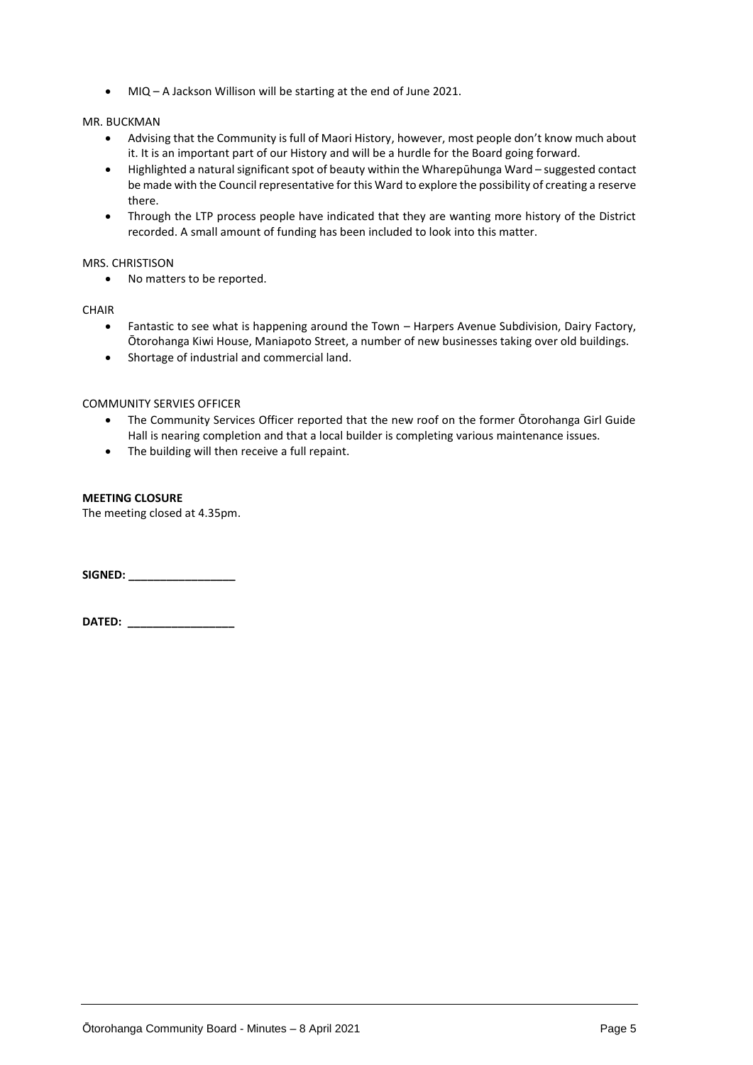- MIQ – A Jackson Willison will be starting at the end of June 2021.

MR. BUCKMAN

- Advising that the Community is full of Maori History, however, most people don't know much about it. It is an important part of our History and will be a hurdle for the Board going forward.
- Highlighted a natural significant spot of beauty within the Wharepūhunga Ward – suggested contact be made with the Council representative for this Ward to explore the possibility of creating a reserve there.
- Through the LTP process people have indicated that they are wanting more history of the District recorded. A small amount of funding has been included to look into this matter.

MRS. CHRISTISON

- No matters to be reported.

CHAIR

- Fantastic to see what is happening around the Town – Harpers Avenue Subdivision, Dairy Factory, Ōtorohanga Kiwi House, Maniapoto Street, a number of new businesses taking over old buildings.
- Shortage of industrial and commercial land.

COMMUNITY SERVIES OFFICER

- The Community Services Officer reported that the new roof on the former Ōtorohanga Girl Guide Hall is nearing completion and that a local builder is completing various maintenance issues.
- The building will then receive a full repaint.

**MEETING CLOSURE**

The meeting closed at 4.35pm.

**SIGNED: _________________**

**DATED: _________________**